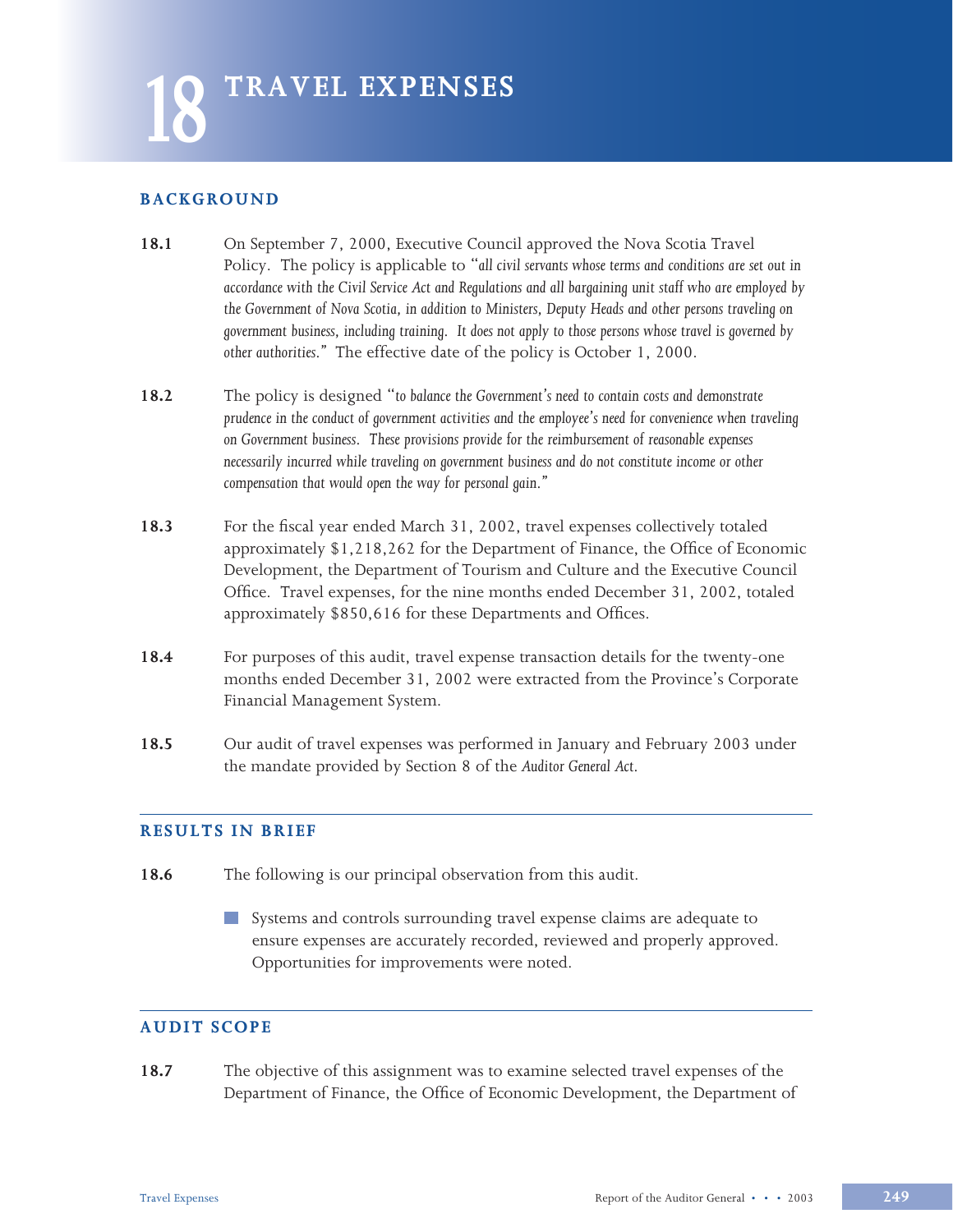# 18 TRAVEL EXPENSES

## BACKGROUND

**18.1** On September 7, 2000, Executive Council approved the Nova Scotia Travel Policy. The policy is applicable to "*all civil servants whose terms and conditions are set out in accordance with the Civil Service Act and Regulations and all bargaining unit staff who are employed by the Government of Nova Scotia, in addition to Ministers, Deputy Heads and other persons traveling on government business, including training. It does not apply to those persons whose travel is governed by other authorities.*" The effective date of the policy is October 1, 2000.

**18.2** The policy is designed "*to balance the Government's need to contain costs and demonstrate prudence in the conduct of government activities and the employee's need for convenience when traveling on Government business. These provisions provide for the reimbursement of reasonable expenses necessarily incurred while traveling on government business and do not constitute income or other compensation that would open the way for personal gain.*"

**18.3** For the fiscal year ended March 31, 2002, travel expenses collectively totaled approximately $1,218,262 for the Department of Finance, the Office of Economic Development, the Department of Tourism and Culture and the Executive Council Office. Travel expenses, for the nine months ended December 31, 2002, totaled approximately $850,616 for these Departments and Offices.

**18.4** For purposes of this audit, travel expense transaction details for the twenty-one months ended December 31, 2002 were extracted from the Province's Corporate Financial Management System.

**18.5** Our audit of travel expenses was performed in January and February 2003 under the mandate provided by Section 8 of the *Auditor General Act*.

## RESULTS IN BRIEF

**18.6** The following is our principal observation from this audit.

- Systems and controls surrounding travel expense claims are adequate to ensure expenses are accurately recorded, reviewed and properly approved. Opportunities for improvements were noted.

## AUDIT SCOPE

**18.7** The objective of this assignment was to examine selected travel expenses of the Department of Finance, the Office of Economic Development, the Department of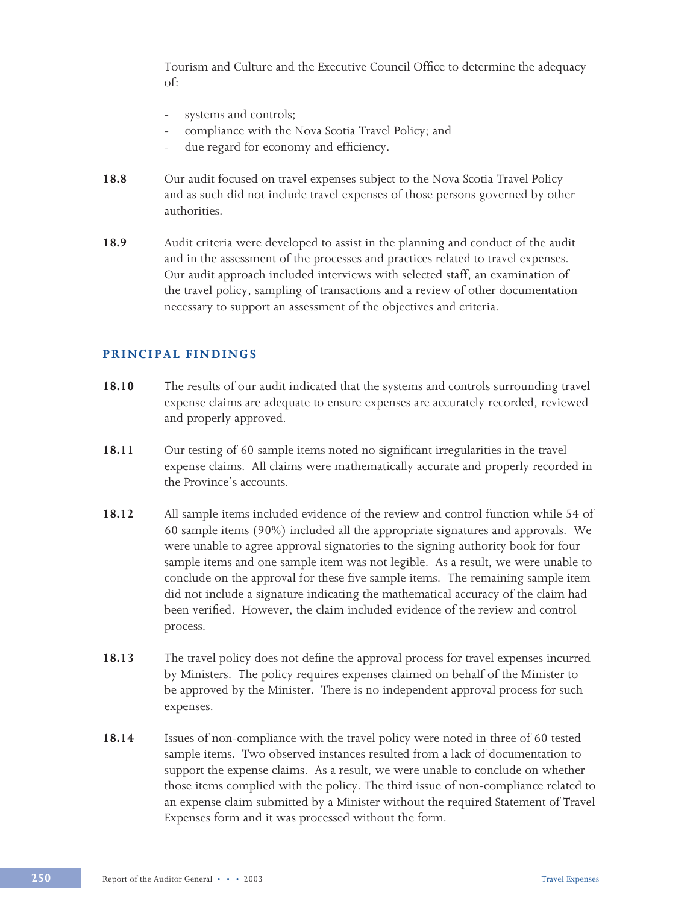Tourism and Culture and the Executive Council Office to determine the adequacy of:

- systems and controls;
- compliance with the Nova Scotia Travel Policy; and
- due regard for economy and efficiency.

**18.8** Our audit focused on travel expenses subject to the Nova Scotia Travel Policy and as such did not include travel expenses of those persons governed by other authorities.

**18.9** Audit criteria were developed to assist in the planning and conduct of the audit and in the assessment of the processes and practices related to travel expenses. Our audit approach included interviews with selected staff, an examination of the travel policy, sampling of transactions and a review of other documentation necessary to support an assessment of the objectives and criteria.

## PRINCIPAL FINDINGS

**18.10** The results of our audit indicated that the systems and controls surrounding travel expense claims are adequate to ensure expenses are accurately recorded, reviewed and properly approved.

**18.11** Our testing of 60 sample items noted no significant irregularities in the travel expense claims. All claims were mathematically accurate and properly recorded in the Province's accounts.

**18.12** All sample items included evidence of the review and control function while 54 of 60 sample items (90%) included all the appropriate signatures and approvals. We were unable to agree approval signatories to the signing authority book for four sample items and one sample item was not legible. As a result, we were unable to conclude on the approval for these five sample items. The remaining sample item did not include a signature indicating the mathematical accuracy of the claim had been verified. However, the claim included evidence of the review and control process.

**18.13** The travel policy does not define the approval process for travel expenses incurred by Ministers. The policy requires expenses claimed on behalf of the Minister to be approved by the Minister. There is no independent approval process for such expenses.

**18.14** Issues of non-compliance with the travel policy were noted in three of 60 tested sample items. Two observed instances resulted from a lack of documentation to support the expense claims. As a result, we were unable to conclude on whether those items complied with the policy. The third issue of non-compliance related to an expense claim submitted by a Minister without the required Statement of Travel Expenses form and it was processed without the form.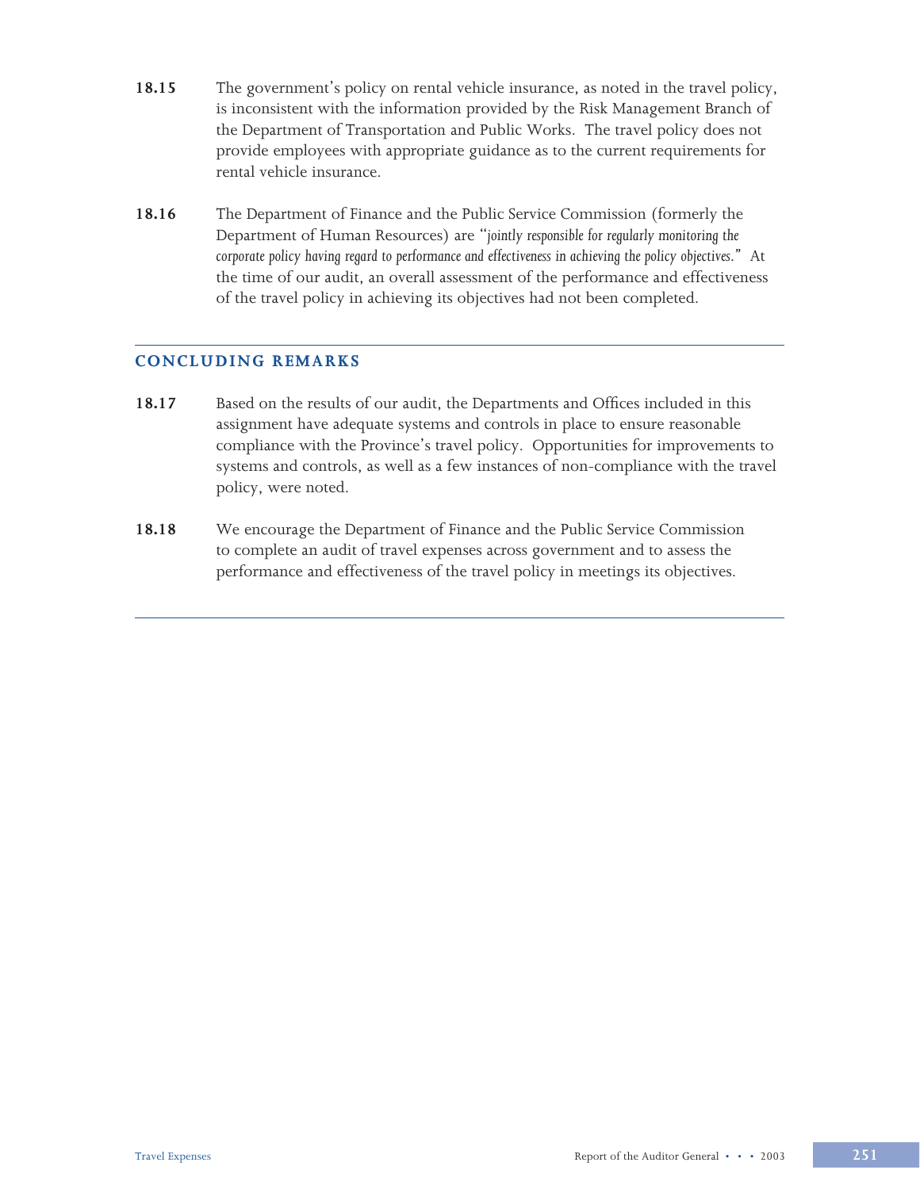**18.15** The government's policy on rental vehicle insurance, as noted in the travel policy, is inconsistent with the information provided by the Risk Management Branch of the Department of Transportation and Public Works. The travel policy does not provide employees with appropriate guidance as to the current requirements for rental vehicle insurance.

**18.16** The Department of Finance and the Public Service Commission (formerly the Department of Human Resources) are "*jointly responsible for regularly monitoring the corporate policy having regard to performance and effectiveness in achieving the policy objectives.*" At the time of our audit, an overall assessment of the performance and effectiveness of the travel policy in achieving its objectives had not been completed.

## CONCLUDING REMARKS

**18.17** Based on the results of our audit, the Departments and Offices included in this assignment have adequate systems and controls in place to ensure reasonable compliance with the Province's travel policy. Opportunities for improvements to systems and controls, as well as a few instances of non-compliance with the travel policy, were noted.

**18.18** We encourage the Department of Finance and the Public Service Commission to complete an audit of travel expenses across government and to assess the performance and effectiveness of the travel policy in meetings its objectives.